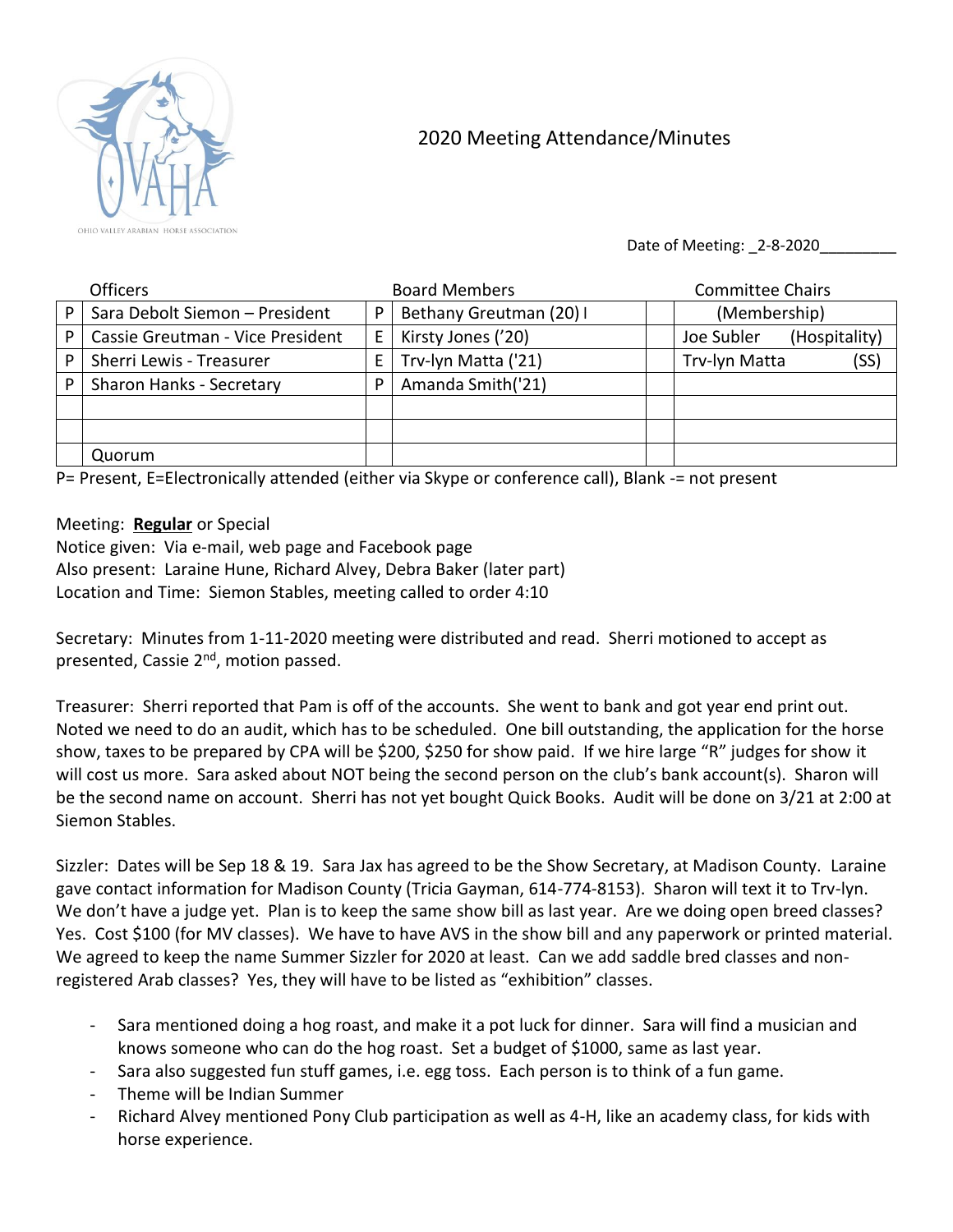# 2020 Meeting Attendance/Minutes

OHIO VALLEY ARABIAN HORSE ASSOCIATION

Date of Meeting: _2-8-2020_________

| | Officers | | Board Members | | Committee Chairs |
|---|---|---|---|---|---|
| P | Sara Debolt Siemon – President | P | Bethany Greutman (20) I | | (Membership) |
| P | Cassie Greutman - Vice President | E | Kirsty Jones ('20) | | Joe Subler (Hospitality) |
| P | Sherri Lewis - Treasurer | E | Trv-lyn Matta ('21) | | Trv-lyn Matta (SS) |
| P | Sharon Hanks - Secretary | P | Amanda Smith('21) | | |
| | | | | | |
| | | | | | |
| | Quorum | | | | |

P= Present, E=Electronically attended (either via Skype or conference call), Blank -= not present

Meeting: **Regular** or Special
Notice given: Via e-mail, web page and Facebook page
Also present: Laraine Hune, Richard Alvey, Debra Baker (later part)
Location and Time: Siemon Stables, meeting called to order 4:10

Secretary: Minutes from 1-11-2020 meeting were distributed and read. Sherri motioned to accept as presented, Cassie 2nd, motion passed.

Treasurer: Sherri reported that Pam is off of the accounts. She went to bank and got year end print out. Noted we need to do an audit, which has to be scheduled. One bill outstanding, the application for the horse show, taxes to be prepared by CPA will be $200, $250 for show paid. If we hire large "R" judges for show it will cost us more. Sara asked about NOT being the second person on the club's bank account(s). Sharon will be the second name on account. Sherri has not yet bought Quick Books. Audit will be done on 3/21 at 2:00 at Siemon Stables.

Sizzler: Dates will be Sep 18 & 19. Sara Jax has agreed to be the Show Secretary, at Madison County. Laraine gave contact information for Madison County (Tricia Gayman, 614-774-8153). Sharon will text it to Trv-lyn. We don't have a judge yet. Plan is to keep the same show bill as last year. Are we doing open breed classes? Yes. Cost $100 (for MV classes). We have to have AVS in the show bill and any paperwork or printed material. We agreed to keep the name Summer Sizzler for 2020 at least. Can we add saddle bred classes and non-registered Arab classes? Yes, they will have to be listed as "exhibition" classes.

- Sara mentioned doing a hog roast, and make it a pot luck for dinner. Sara will find a musician and knows someone who can do the hog roast. Set a budget of $1000, same as last year.
- Sara also suggested fun stuff games, i.e. egg toss. Each person is to think of a fun game.
- Theme will be Indian Summer
- Richard Alvey mentioned Pony Club participation as well as 4-H, like an academy class, for kids with horse experience.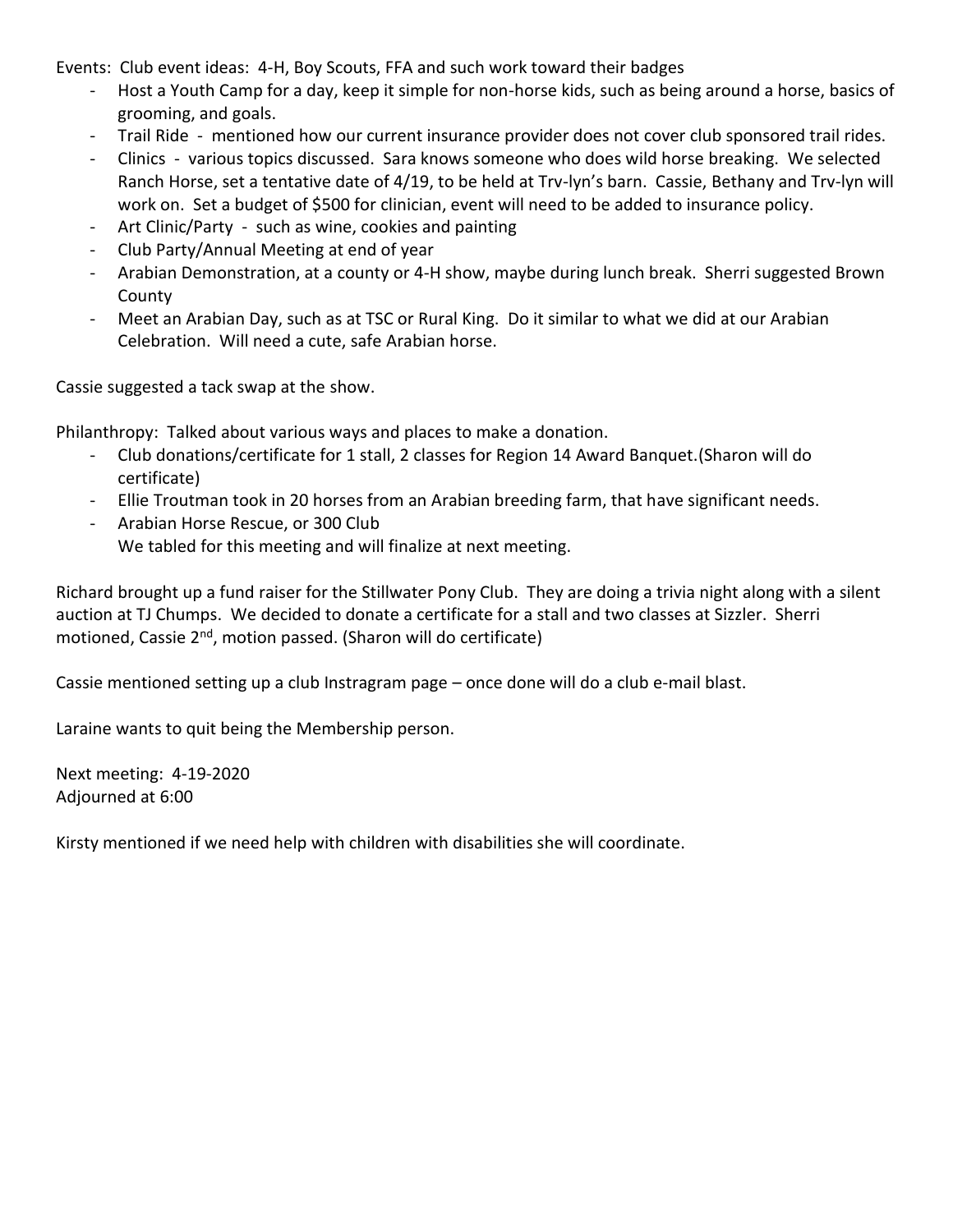Events: Club event ideas: 4-H, Boy Scouts, FFA and such work toward their badges

- Host a Youth Camp for a day, keep it simple for non-horse kids, such as being around a horse, basics of grooming, and goals.
- Trail Ride - mentioned how our current insurance provider does not cover club sponsored trail rides.
- Clinics - various topics discussed. Sara knows someone who does wild horse breaking. We selected Ranch Horse, set a tentative date of 4/19, to be held at Trv-lyn's barn. Cassie, Bethany and Trv-lyn will work on. Set a budget of $500 for clinician, event will need to be added to insurance policy.
- Art Clinic/Party - such as wine, cookies and painting
- Club Party/Annual Meeting at end of year
- Arabian Demonstration, at a county or 4-H show, maybe during lunch break. Sherri suggested Brown County
- Meet an Arabian Day, such as at TSC or Rural King. Do it similar to what we did at our Arabian Celebration. Will need a cute, safe Arabian horse.

Cassie suggested a tack swap at the show.

Philanthropy: Talked about various ways and places to make a donation.

- Club donations/certificate for 1 stall, 2 classes for Region 14 Award Banquet.(Sharon will do certificate)
- Ellie Troutman took in 20 horses from an Arabian breeding farm, that have significant needs.
- Arabian Horse Rescue, or 300 Club
  We tabled for this meeting and will finalize at next meeting.

Richard brought up a fund raiser for the Stillwater Pony Club. They are doing a trivia night along with a silent auction at TJ Chumps. We decided to donate a certificate for a stall and two classes at Sizzler. Sherri motioned, Cassie 2nd, motion passed. (Sharon will do certificate)

Cassie mentioned setting up a club Instragram page – once done will do a club e-mail blast.

Laraine wants to quit being the Membership person.

Next meeting: 4-19-2020
Adjourned at 6:00

Kirsty mentioned if we need help with children with disabilities she will coordinate.